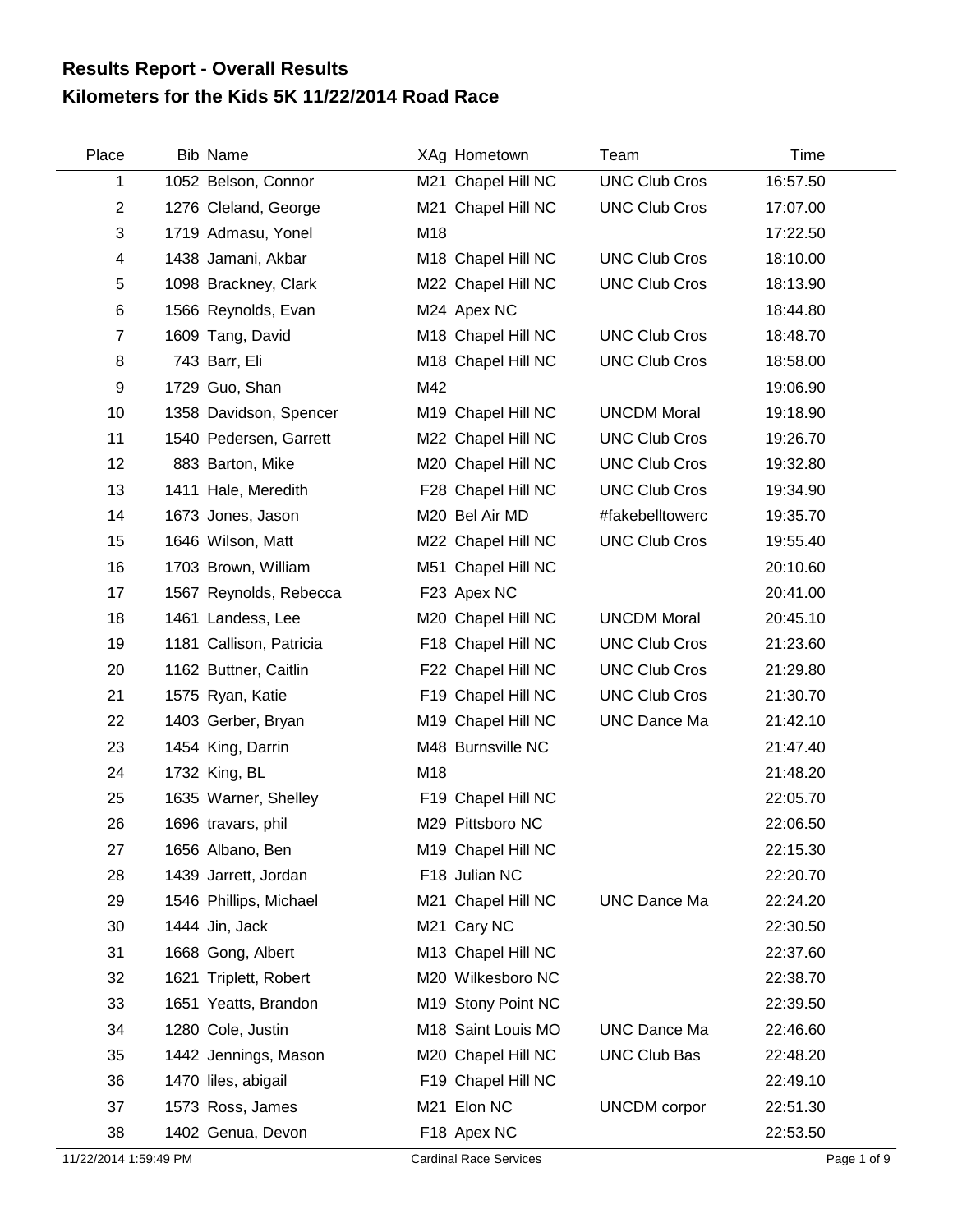# Results Report - Overall Results
# Kilometers for the Kids 5K 11/22/2014 Road Race

| Place | Bib | Name | XAg | Hometown | Team | Time |
|---|---|---|---|---|---|---|
| 1 | 1052 | Belson, Connor | M21 | Chapel Hill NC | UNC Club Cros | 16:57.50 |
| 2 | 1276 | Cleland, George | M21 | Chapel Hill NC | UNC Club Cros | 17:07.00 |
| 3 | 1719 | Admasu, Yonel | M18 | | | 17:22.50 |
| 4 | 1438 | Jamani, Akbar | M18 | Chapel Hill NC | UNC Club Cros | 18:10.00 |
| 5 | 1098 | Brackney, Clark | M22 | Chapel Hill NC | UNC Club Cros | 18:13.90 |
| 6 | 1566 | Reynolds, Evan | M24 | Apex NC | | 18:44.80 |
| 7 | 1609 | Tang, David | M18 | Chapel Hill NC | UNC Club Cros | 18:48.70 |
| 8 | 743 | Barr, Eli | M18 | Chapel Hill NC | UNC Club Cros | 18:58.00 |
| 9 | 1729 | Guo, Shan | M42 | | | 19:06.90 |
| 10 | 1358 | Davidson, Spencer | M19 | Chapel Hill NC | UNCDM Moral | 19:18.90 |
| 11 | 1540 | Pedersen, Garrett | M22 | Chapel Hill NC | UNC Club Cros | 19:26.70 |
| 12 | 883 | Barton, Mike | M20 | Chapel Hill NC | UNC Club Cros | 19:32.80 |
| 13 | 1411 | Hale, Meredith | F28 | Chapel Hill NC | UNC Club Cros | 19:34.90 |
| 14 | 1673 | Jones, Jason | M20 | Bel Air MD | #fakebelltowerc | 19:35.70 |
| 15 | 1646 | Wilson, Matt | M22 | Chapel Hill NC | UNC Club Cros | 19:55.40 |
| 16 | 1703 | Brown, William | M51 | Chapel Hill NC | | 20:10.60 |
| 17 | 1567 | Reynolds, Rebecca | F23 | Apex NC | | 20:41.00 |
| 18 | 1461 | Landess, Lee | M20 | Chapel Hill NC | UNCDM Moral | 20:45.10 |
| 19 | 1181 | Callison, Patricia | F18 | Chapel Hill NC | UNC Club Cros | 21:23.60 |
| 20 | 1162 | Buttner, Caitlin | F22 | Chapel Hill NC | UNC Club Cros | 21:29.80 |
| 21 | 1575 | Ryan, Katie | F19 | Chapel Hill NC | UNC Club Cros | 21:30.70 |
| 22 | 1403 | Gerber, Bryan | M19 | Chapel Hill NC | UNC Dance Ma | 21:42.10 |
| 23 | 1454 | King, Darrin | M48 | Burnsville NC | | 21:47.40 |
| 24 | 1732 | King, BL | M18 | | | 21:48.20 |
| 25 | 1635 | Warner, Shelley | F19 | Chapel Hill NC | | 22:05.70 |
| 26 | 1696 | travars, phil | M29 | Pittsboro NC | | 22:06.50 |
| 27 | 1656 | Albano, Ben | M19 | Chapel Hill NC | | 22:15.30 |
| 28 | 1439 | Jarrett, Jordan | F18 | Julian NC | | 22:20.70 |
| 29 | 1546 | Phillips, Michael | M21 | Chapel Hill NC | UNC Dance Ma | 22:24.20 |
| 30 | 1444 | Jin, Jack | M21 | Cary NC | | 22:30.50 |
| 31 | 1668 | Gong, Albert | M13 | Chapel Hill NC | | 22:37.60 |
| 32 | 1621 | Triplett, Robert | M20 | Wilkesboro NC | | 22:38.70 |
| 33 | 1651 | Yeatts, Brandon | M19 | Stony Point NC | | 22:39.50 |
| 34 | 1280 | Cole, Justin | M18 | Saint Louis MO | UNC Dance Ma | 22:46.60 |
| 35 | 1442 | Jennings, Mason | M20 | Chapel Hill NC | UNC Club Bas | 22:48.20 |
| 36 | 1470 | liles, abigail | F19 | Chapel Hill NC | | 22:49.10 |
| 37 | 1573 | Ross, James | M21 | Elon NC | UNCDM corpor | 22:51.30 |
| 38 | 1402 | Genua, Devon | F18 | Apex NC | | 22:53.50 |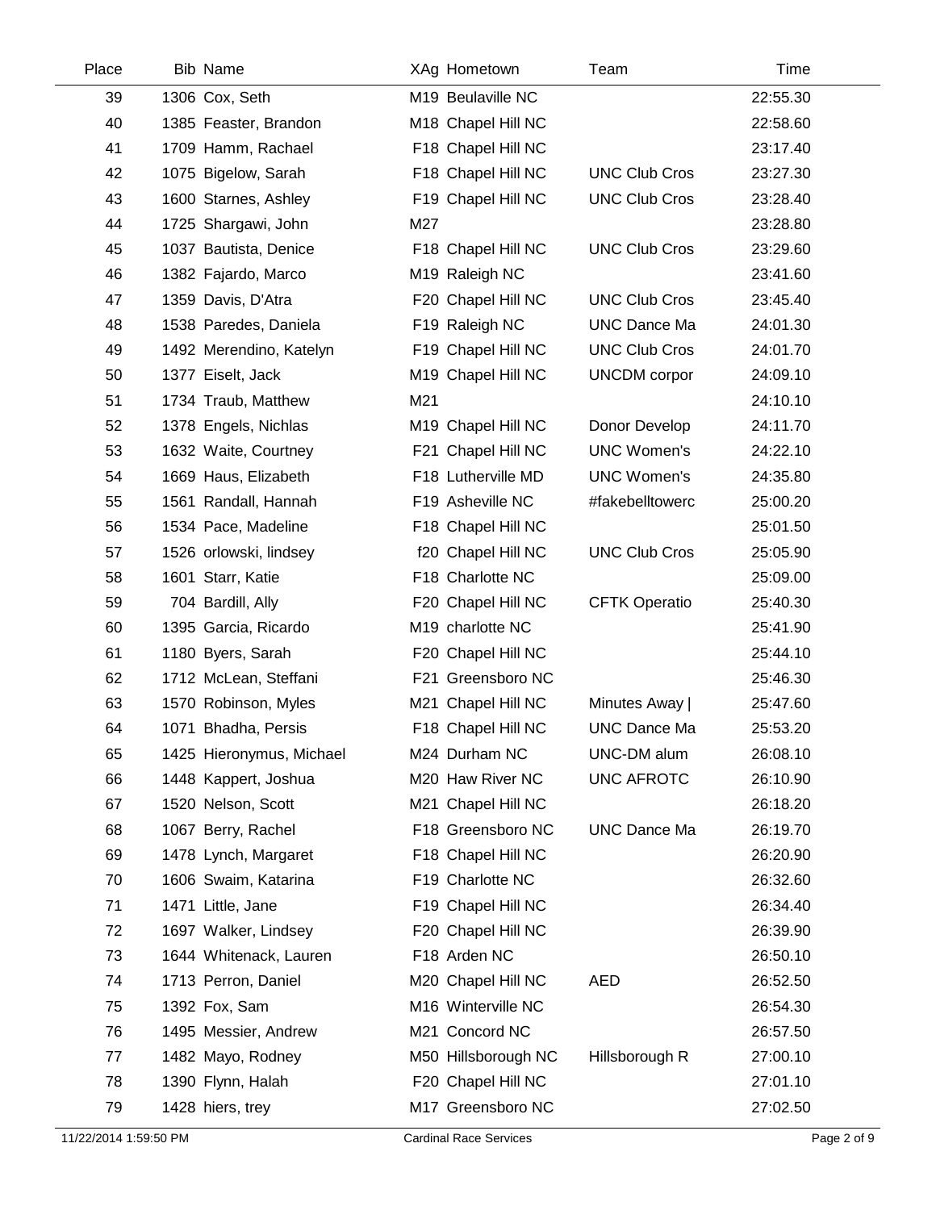| Place | Bib | Name | XAg | Hometown | Team | Time |
|---|---|---|---|---|---|---|
| 39 | 1306 | Cox, Seth | M19 | Beulaville NC | | 22:55.30 |
| 40 | 1385 | Feaster, Brandon | M18 | Chapel Hill NC | | 22:58.60 |
| 41 | 1709 | Hamm, Rachael | F18 | Chapel Hill NC | | 23:17.40 |
| 42 | 1075 | Bigelow, Sarah | F18 | Chapel Hill NC | UNC Club Cros | 23:27.30 |
| 43 | 1600 | Starnes, Ashley | F19 | Chapel Hill NC | UNC Club Cros | 23:28.40 |
| 44 | 1725 | Shargawi, John | M27 | | | 23:28.80 |
| 45 | 1037 | Bautista, Denice | F18 | Chapel Hill NC | UNC Club Cros | 23:29.60 |
| 46 | 1382 | Fajardo, Marco | M19 | Raleigh NC | | 23:41.60 |
| 47 | 1359 | Davis, D'Atra | F20 | Chapel Hill NC | UNC Club Cros | 23:45.40 |
| 48 | 1538 | Paredes, Daniela | F19 | Raleigh NC | UNC Dance Ma | 24:01.30 |
| 49 | 1492 | Merendino, Katelyn | F19 | Chapel Hill NC | UNC Club Cros | 24:01.70 |
| 50 | 1377 | Eiselt, Jack | M19 | Chapel Hill NC | UNCDM corpor | 24:09.10 |
| 51 | 1734 | Traub, Matthew | M21 | | | 24:10.10 |
| 52 | 1378 | Engels, Nichlas | M19 | Chapel Hill NC | Donor Develop | 24:11.70 |
| 53 | 1632 | Waite, Courtney | F21 | Chapel Hill NC | UNC Women's | 24:22.10 |
| 54 | 1669 | Haus, Elizabeth | F18 | Lutherville MD | UNC Women's | 24:35.80 |
| 55 | 1561 | Randall, Hannah | F19 | Asheville NC | #fakebelltowerc | 25:00.20 |
| 56 | 1534 | Pace, Madeline | F18 | Chapel Hill NC | | 25:01.50 |
| 57 | 1526 | orlowski, lindsey | f20 | Chapel Hill NC | UNC Club Cros | 25:05.90 |
| 58 | 1601 | Starr, Katie | F18 | Charlotte NC | | 25:09.00 |
| 59 | 704 | Bardill, Ally | F20 | Chapel Hill NC | CFTK Operatio | 25:40.30 |
| 60 | 1395 | Garcia, Ricardo | M19 | charlotte NC | | 25:41.90 |
| 61 | 1180 | Byers, Sarah | F20 | Chapel Hill NC | | 25:44.10 |
| 62 | 1712 | McLean, Steffani | F21 | Greensboro NC | | 25:46.30 |
| 63 | 1570 | Robinson, Myles | M21 | Chapel Hill NC | Minutes Away \| | 25:47.60 |
| 64 | 1071 | Bhadha, Persis | F18 | Chapel Hill NC | UNC Dance Ma | 25:53.20 |
| 65 | 1425 | Hieronymus, Michael | M24 | Durham NC | UNC-DM alum | 26:08.10 |
| 66 | 1448 | Kappert, Joshua | M20 | Haw River NC | UNC AFROTC | 26:10.90 |
| 67 | 1520 | Nelson, Scott | M21 | Chapel Hill NC | | 26:18.20 |
| 68 | 1067 | Berry, Rachel | F18 | Greensboro NC | UNC Dance Ma | 26:19.70 |
| 69 | 1478 | Lynch, Margaret | F18 | Chapel Hill NC | | 26:20.90 |
| 70 | 1606 | Swaim, Katarina | F19 | Charlotte NC | | 26:32.60 |
| 71 | 1471 | Little, Jane | F19 | Chapel Hill NC | | 26:34.40 |
| 72 | 1697 | Walker, Lindsey | F20 | Chapel Hill NC | | 26:39.90 |
| 73 | 1644 | Whitenack, Lauren | F18 | Arden NC | | 26:50.10 |
| 74 | 1713 | Perron, Daniel | M20 | Chapel Hill NC | AED | 26:52.50 |
| 75 | 1392 | Fox, Sam | M16 | Winterville NC | | 26:54.30 |
| 76 | 1495 | Messier, Andrew | M21 | Concord NC | | 26:57.50 |
| 77 | 1482 | Mayo, Rodney | M50 | Hillsborough NC | Hillsborough R | 27:00.10 |
| 78 | 1390 | Flynn, Halah | F20 | Chapel Hill NC | | 27:01.10 |
| 79 | 1428 | hiers, trey | M17 | Greensboro NC | | 27:02.50 |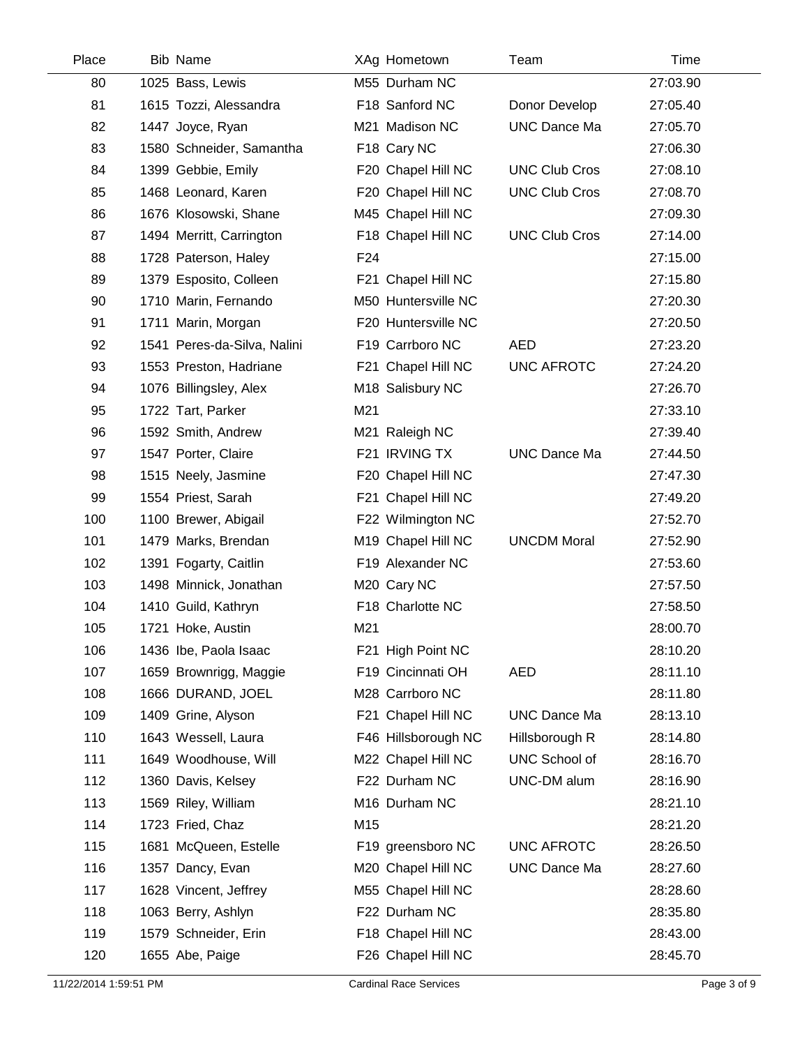| Place | Bib | Name | XAg | Hometown | Team | Time |
|---|---|---|---|---|---|---|
| 80 | 1025 | Bass, Lewis | M55 | Durham NC | | 27:03.90 |
| 81 | 1615 | Tozzi, Alessandra | F18 | Sanford NC | Donor Develop | 27:05.40 |
| 82 | 1447 | Joyce, Ryan | M21 | Madison NC | UNC Dance Ma | 27:05.70 |
| 83 | 1580 | Schneider, Samantha | F18 | Cary NC | | 27:06.30 |
| 84 | 1399 | Gebbie, Emily | F20 | Chapel Hill NC | UNC Club Cros | 27:08.10 |
| 85 | 1468 | Leonard, Karen | F20 | Chapel Hill NC | UNC Club Cros | 27:08.70 |
| 86 | 1676 | Klosowski, Shane | M45 | Chapel Hill NC | | 27:09.30 |
| 87 | 1494 | Merritt, Carrington | F18 | Chapel Hill NC | UNC Club Cros | 27:14.00 |
| 88 | 1728 | Paterson, Haley | F24 | | | 27:15.00 |
| 89 | 1379 | Esposito, Colleen | F21 | Chapel Hill NC | | 27:15.80 |
| 90 | 1710 | Marin, Fernando | M50 | Huntersville NC | | 27:20.30 |
| 91 | 1711 | Marin, Morgan | F20 | Huntersville NC | | 27:20.50 |
| 92 | 1541 | Peres-da-Silva, Nalini | F19 | Carrboro NC | AED | 27:23.20 |
| 93 | 1553 | Preston, Hadriane | F21 | Chapel Hill NC | UNC AFROTC | 27:24.20 |
| 94 | 1076 | Billingsley, Alex | M18 | Salisbury NC | | 27:26.70 |
| 95 | 1722 | Tart, Parker | M21 | | | 27:33.10 |
| 96 | 1592 | Smith, Andrew | M21 | Raleigh NC | | 27:39.40 |
| 97 | 1547 | Porter, Claire | F21 | IRVING TX | UNC Dance Ma | 27:44.50 |
| 98 | 1515 | Neely, Jasmine | F20 | Chapel Hill NC | | 27:47.30 |
| 99 | 1554 | Priest, Sarah | F21 | Chapel Hill NC | | 27:49.20 |
| 100 | 1100 | Brewer, Abigail | F22 | Wilmington NC | | 27:52.70 |
| 101 | 1479 | Marks, Brendan | M19 | Chapel Hill NC | UNCDM Moral | 27:52.90 |
| 102 | 1391 | Fogarty, Caitlin | F19 | Alexander NC | | 27:53.60 |
| 103 | 1498 | Minnick, Jonathan | M20 | Cary NC | | 27:57.50 |
| 104 | 1410 | Guild, Kathryn | F18 | Charlotte NC | | 27:58.50 |
| 105 | 1721 | Hoke, Austin | M21 | | | 28:00.70 |
| 106 | 1436 | Ibe, Paola Isaac | F21 | High Point NC | | 28:10.20 |
| 107 | 1659 | Brownrigg, Maggie | F19 | Cincinnati OH | AED | 28:11.10 |
| 108 | 1666 | DURAND, JOEL | M28 | Carrboro NC | | 28:11.80 |
| 109 | 1409 | Grine, Alyson | F21 | Chapel Hill NC | UNC Dance Ma | 28:13.10 |
| 110 | 1643 | Wessell, Laura | F46 | Hillsborough NC | Hillsborough R | 28:14.80 |
| 111 | 1649 | Woodhouse, Will | M22 | Chapel Hill NC | UNC School of | 28:16.70 |
| 112 | 1360 | Davis, Kelsey | F22 | Durham NC | UNC-DM alum | 28:16.90 |
| 113 | 1569 | Riley, William | M16 | Durham NC | | 28:21.10 |
| 114 | 1723 | Fried, Chaz | M15 | | | 28:21.20 |
| 115 | 1681 | McQueen, Estelle | F19 | greensboro NC | UNC AFROTC | 28:26.50 |
| 116 | 1357 | Dancy, Evan | M20 | Chapel Hill NC | UNC Dance Ma | 28:27.60 |
| 117 | 1628 | Vincent, Jeffrey | M55 | Chapel Hill NC | | 28:28.60 |
| 118 | 1063 | Berry, Ashlyn | F22 | Durham NC | | 28:35.80 |
| 119 | 1579 | Schneider, Erin | F18 | Chapel Hill NC | | 28:43.00 |
| 120 | 1655 | Abe, Paige | F26 | Chapel Hill NC | | 28:45.70 |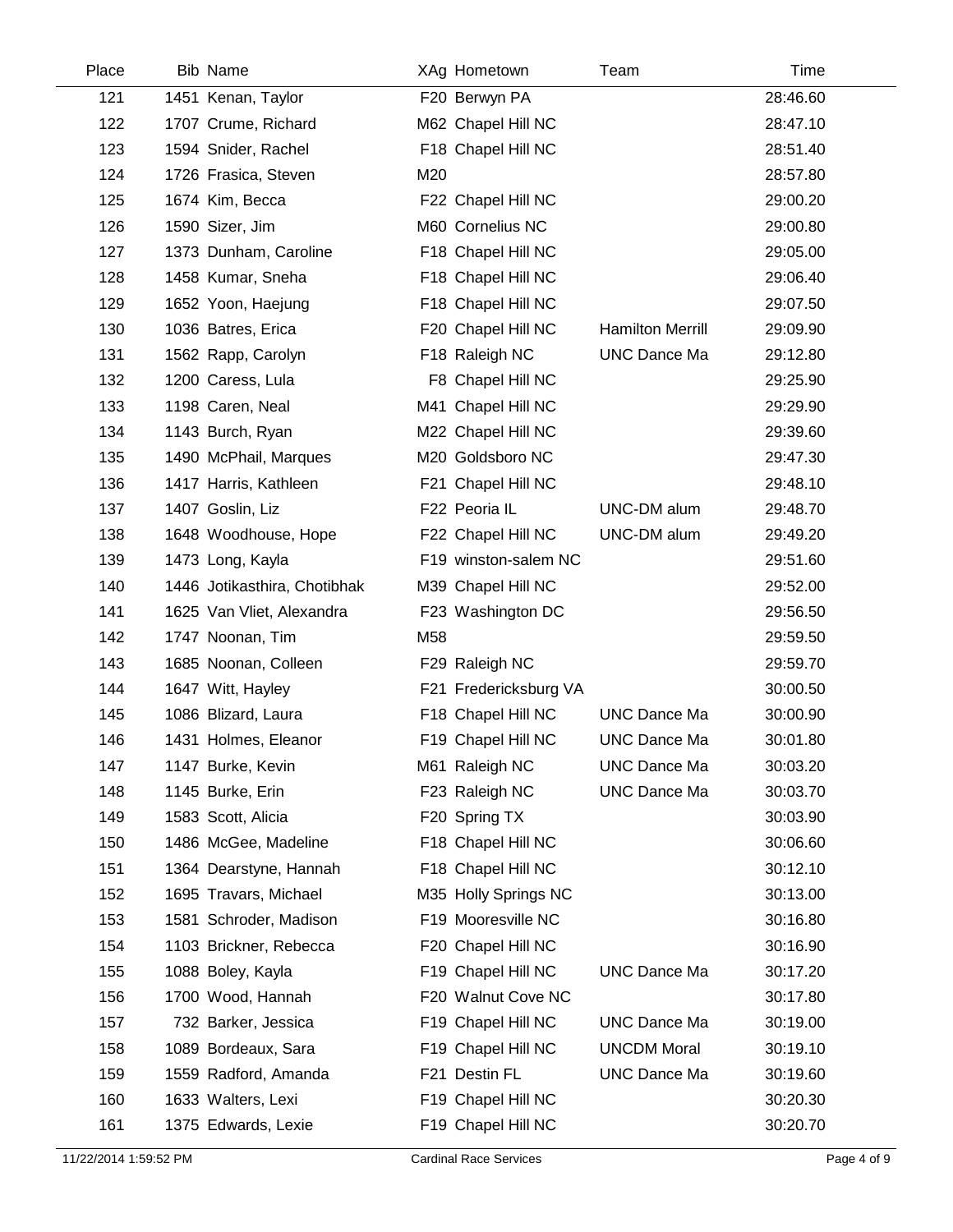| Place | Bib | Name | XAg | Hometown | Team | Time |
|---|---|---|---|---|---|---|
| 121 | 1451 | Kenan, Taylor | F20 | Berwyn PA | | 28:46.60 |
| 122 | 1707 | Crume, Richard | M62 | Chapel Hill NC | | 28:47.10 |
| 123 | 1594 | Snider, Rachel | F18 | Chapel Hill NC | | 28:51.40 |
| 124 | 1726 | Frasica, Steven | M20 | | | 28:57.80 |
| 125 | 1674 | Kim, Becca | F22 | Chapel Hill NC | | 29:00.20 |
| 126 | 1590 | Sizer, Jim | M60 | Cornelius NC | | 29:00.80 |
| 127 | 1373 | Dunham, Caroline | F18 | Chapel Hill NC | | 29:05.00 |
| 128 | 1458 | Kumar, Sneha | F18 | Chapel Hill NC | | 29:06.40 |
| 129 | 1652 | Yoon, Haejung | F18 | Chapel Hill NC | | 29:07.50 |
| 130 | 1036 | Batres, Erica | F20 | Chapel Hill NC | Hamilton Merrill | 29:09.90 |
| 131 | 1562 | Rapp, Carolyn | F18 | Raleigh NC | UNC Dance Ma | 29:12.80 |
| 132 | 1200 | Caress, Lula | F8 | Chapel Hill NC | | 29:25.90 |
| 133 | 1198 | Caren, Neal | M41 | Chapel Hill NC | | 29:29.90 |
| 134 | 1143 | Burch, Ryan | M22 | Chapel Hill NC | | 29:39.60 |
| 135 | 1490 | McPhail, Marques | M20 | Goldsboro NC | | 29:47.30 |
| 136 | 1417 | Harris, Kathleen | F21 | Chapel Hill NC | | 29:48.10 |
| 137 | 1407 | Goslin, Liz | F22 | Peoria IL | UNC-DM alum | 29:48.70 |
| 138 | 1648 | Woodhouse, Hope | F22 | Chapel Hill NC | UNC-DM alum | 29:49.20 |
| 139 | 1473 | Long, Kayla | F19 | winston-salem NC | | 29:51.60 |
| 140 | 1446 | Jotikasthira, Chotibhak | M39 | Chapel Hill NC | | 29:52.00 |
| 141 | 1625 | Van Vliet, Alexandra | F23 | Washington DC | | 29:56.50 |
| 142 | 1747 | Noonan, Tim | M58 | | | 29:59.50 |
| 143 | 1685 | Noonan, Colleen | F29 | Raleigh NC | | 29:59.70 |
| 144 | 1647 | Witt, Hayley | F21 | Fredericksburg VA | | 30:00.50 |
| 145 | 1086 | Blizard, Laura | F18 | Chapel Hill NC | UNC Dance Ma | 30:00.90 |
| 146 | 1431 | Holmes, Eleanor | F19 | Chapel Hill NC | UNC Dance Ma | 30:01.80 |
| 147 | 1147 | Burke, Kevin | M61 | Raleigh NC | UNC Dance Ma | 30:03.20 |
| 148 | 1145 | Burke, Erin | F23 | Raleigh NC | UNC Dance Ma | 30:03.70 |
| 149 | 1583 | Scott, Alicia | F20 | Spring TX | | 30:03.90 |
| 150 | 1486 | McGee, Madeline | F18 | Chapel Hill NC | | 30:06.60 |
| 151 | 1364 | Dearstyne, Hannah | F18 | Chapel Hill NC | | 30:12.10 |
| 152 | 1695 | Travars, Michael | M35 | Holly Springs NC | | 30:13.00 |
| 153 | 1581 | Schroder, Madison | F19 | Mooresville NC | | 30:16.80 |
| 154 | 1103 | Brickner, Rebecca | F20 | Chapel Hill NC | | 30:16.90 |
| 155 | 1088 | Boley, Kayla | F19 | Chapel Hill NC | UNC Dance Ma | 30:17.20 |
| 156 | 1700 | Wood, Hannah | F20 | Walnut Cove NC | | 30:17.80 |
| 157 | 732 | Barker, Jessica | F19 | Chapel Hill NC | UNC Dance Ma | 30:19.00 |
| 158 | 1089 | Bordeaux, Sara | F19 | Chapel Hill NC | UNCDM Moral | 30:19.10 |
| 159 | 1559 | Radford, Amanda | F21 | Destin FL | UNC Dance Ma | 30:19.60 |
| 160 | 1633 | Walters, Lexi | F19 | Chapel Hill NC | | 30:20.30 |
| 161 | 1375 | Edwards, Lexie | F19 | Chapel Hill NC | | 30:20.70 |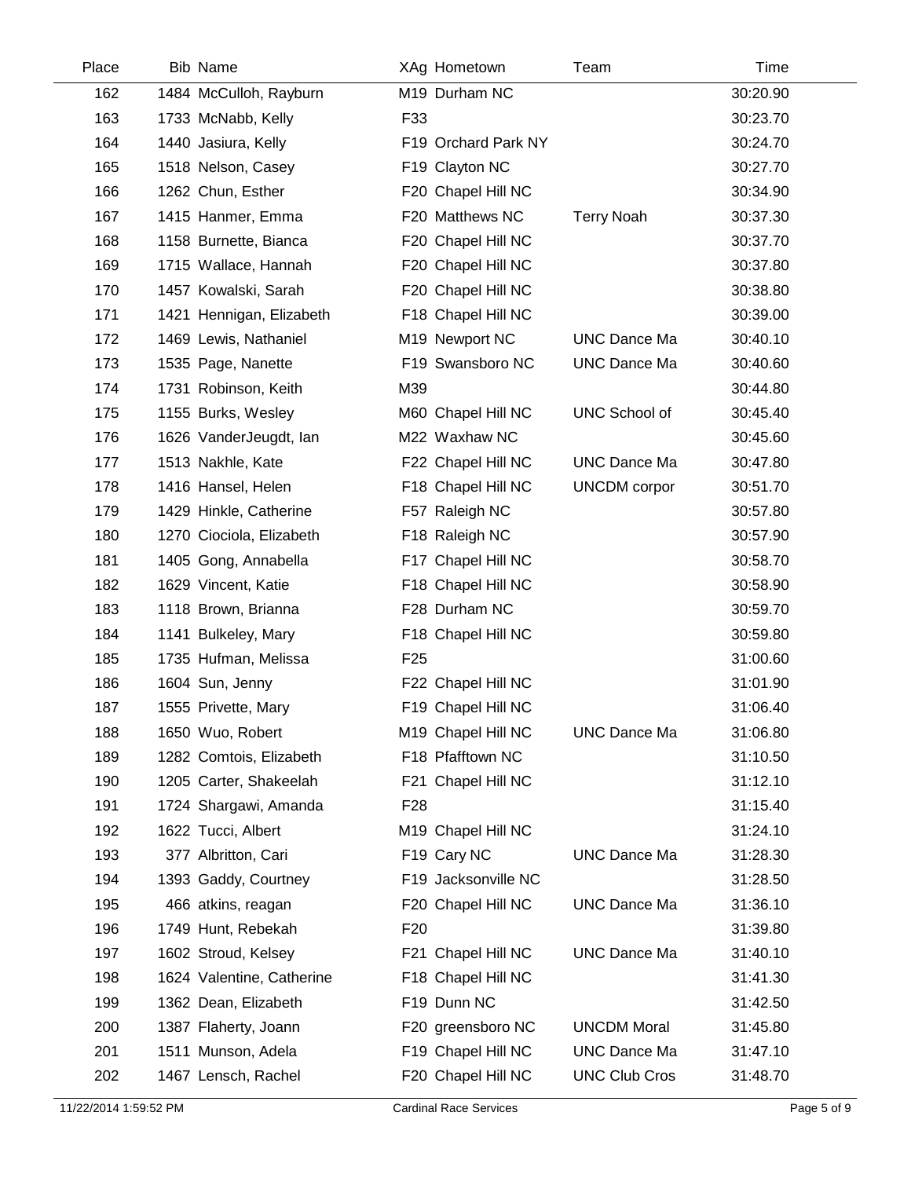| Place | Bib | Name | XAg | Hometown | Team | Time |
|---|---|---|---|---|---|---|
| 162 | 1484 | McCulloh, Rayburn | M19 | Durham NC | | 30:20.90 |
| 163 | 1733 | McNabb, Kelly | F33 | | | 30:23.70 |
| 164 | 1440 | Jasiura, Kelly | F19 | Orchard Park NY | | 30:24.70 |
| 165 | 1518 | Nelson, Casey | F19 | Clayton NC | | 30:27.70 |
| 166 | 1262 | Chun, Esther | F20 | Chapel Hill NC | | 30:34.90 |
| 167 | 1415 | Hanmer, Emma | F20 | Matthews NC | Terry Noah | 30:37.30 |
| 168 | 1158 | Burnette, Bianca | F20 | Chapel Hill NC | | 30:37.70 |
| 169 | 1715 | Wallace, Hannah | F20 | Chapel Hill NC | | 30:37.80 |
| 170 | 1457 | Kowalski, Sarah | F20 | Chapel Hill NC | | 30:38.80 |
| 171 | 1421 | Hennigan, Elizabeth | F18 | Chapel Hill NC | | 30:39.00 |
| 172 | 1469 | Lewis, Nathaniel | M19 | Newport NC | UNC Dance Ma | 30:40.10 |
| 173 | 1535 | Page, Nanette | F19 | Swansboro NC | UNC Dance Ma | 30:40.60 |
| 174 | 1731 | Robinson, Keith | M39 | | | 30:44.80 |
| 175 | 1155 | Burks, Wesley | M60 | Chapel Hill NC | UNC School of | 30:45.40 |
| 176 | 1626 | VanderJeugdt, Ian | M22 | Waxhaw NC | | 30:45.60 |
| 177 | 1513 | Nakhle, Kate | F22 | Chapel Hill NC | UNC Dance Ma | 30:47.80 |
| 178 | 1416 | Hansel, Helen | F18 | Chapel Hill NC | UNCDM corpor | 30:51.70 |
| 179 | 1429 | Hinkle, Catherine | F57 | Raleigh NC | | 30:57.80 |
| 180 | 1270 | Ciociola, Elizabeth | F18 | Raleigh NC | | 30:57.90 |
| 181 | 1405 | Gong, Annabella | F17 | Chapel Hill NC | | 30:58.70 |
| 182 | 1629 | Vincent, Katie | F18 | Chapel Hill NC | | 30:58.90 |
| 183 | 1118 | Brown, Brianna | F28 | Durham NC | | 30:59.70 |
| 184 | 1141 | Bulkeley, Mary | F18 | Chapel Hill NC | | 30:59.80 |
| 185 | 1735 | Hufman, Melissa | F25 | | | 31:00.60 |
| 186 | 1604 | Sun, Jenny | F22 | Chapel Hill NC | | 31:01.90 |
| 187 | 1555 | Privette, Mary | F19 | Chapel Hill NC | | 31:06.40 |
| 188 | 1650 | Wuo, Robert | M19 | Chapel Hill NC | UNC Dance Ma | 31:06.80 |
| 189 | 1282 | Comtois, Elizabeth | F18 | Pfafftown NC | | 31:10.50 |
| 190 | 1205 | Carter, Shakeelah | F21 | Chapel Hill NC | | 31:12.10 |
| 191 | 1724 | Shargawi, Amanda | F28 | | | 31:15.40 |
| 192 | 1622 | Tucci, Albert | M19 | Chapel Hill NC | | 31:24.10 |
| 193 | 377 | Albritton, Cari | F19 | Cary NC | UNC Dance Ma | 31:28.30 |
| 194 | 1393 | Gaddy, Courtney | F19 | Jacksonville NC | | 31:28.50 |
| 195 | 466 | atkins, reagan | F20 | Chapel Hill NC | UNC Dance Ma | 31:36.10 |
| 196 | 1749 | Hunt, Rebekah | F20 | | | 31:39.80 |
| 197 | 1602 | Stroud, Kelsey | F21 | Chapel Hill NC | UNC Dance Ma | 31:40.10 |
| 198 | 1624 | Valentine, Catherine | F18 | Chapel Hill NC | | 31:41.30 |
| 199 | 1362 | Dean, Elizabeth | F19 | Dunn NC | | 31:42.50 |
| 200 | 1387 | Flaherty, Joann | F20 | greensboro NC | UNCDM Moral | 31:45.80 |
| 201 | 1511 | Munson, Adela | F19 | Chapel Hill NC | UNC Dance Ma | 31:47.10 |
| 202 | 1467 | Lensch, Rachel | F20 | Chapel Hill NC | UNC Club Cros | 31:48.70 |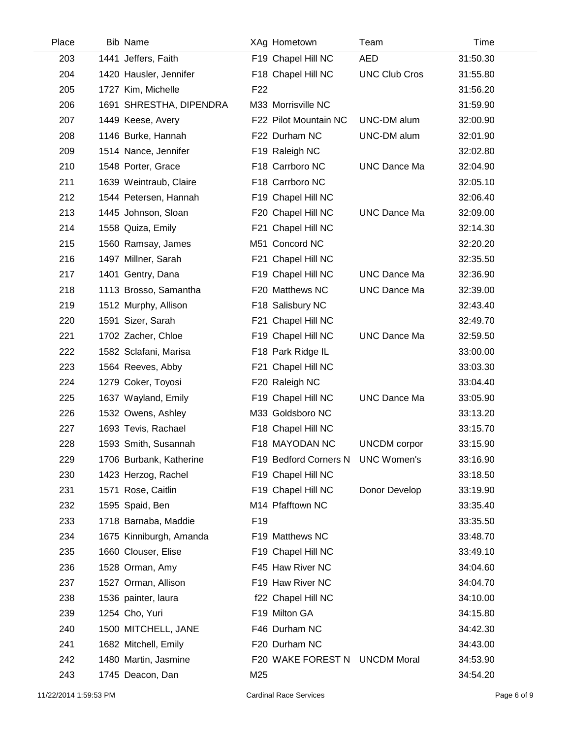| Place | Bib | Name | XAg | Hometown | Team | Time |
|---|---|---|---|---|---|---|
| 203 | 1441 | Jeffers, Faith | F19 | Chapel Hill NC | AED | 31:50.30 |
| 204 | 1420 | Hausler, Jennifer | F18 | Chapel Hill NC | UNC Club Cros | 31:55.80 |
| 205 | 1727 | Kim, Michelle | F22 | | | 31:56.20 |
| 206 | 1691 | SHRESTHA, DIPENDRA | M33 | Morrisville NC | | 31:59.90 |
| 207 | 1449 | Keese, Avery | F22 | Pilot Mountain NC | UNC-DM alum | 32:00.90 |
| 208 | 1146 | Burke, Hannah | F22 | Durham NC | UNC-DM alum | 32:01.90 |
| 209 | 1514 | Nance, Jennifer | F19 | Raleigh NC | | 32:02.80 |
| 210 | 1548 | Porter, Grace | F18 | Carrboro NC | UNC Dance Ma | 32:04.90 |
| 211 | 1639 | Weintraub, Claire | F18 | Carrboro NC | | 32:05.10 |
| 212 | 1544 | Petersen, Hannah | F19 | Chapel Hill NC | | 32:06.40 |
| 213 | 1445 | Johnson, Sloan | F20 | Chapel Hill NC | UNC Dance Ma | 32:09.00 |
| 214 | 1558 | Quiza, Emily | F21 | Chapel Hill NC | | 32:14.30 |
| 215 | 1560 | Ramsay, James | M51 | Concord NC | | 32:20.20 |
| 216 | 1497 | Millner, Sarah | F21 | Chapel Hill NC | | 32:35.50 |
| 217 | 1401 | Gentry, Dana | F19 | Chapel Hill NC | UNC Dance Ma | 32:36.90 |
| 218 | 1113 | Brosso, Samantha | F20 | Matthews NC | UNC Dance Ma | 32:39.00 |
| 219 | 1512 | Murphy, Allison | F18 | Salisbury NC | | 32:43.40 |
| 220 | 1591 | Sizer, Sarah | F21 | Chapel Hill NC | | 32:49.70 |
| 221 | 1702 | Zacher, Chloe | F19 | Chapel Hill NC | UNC Dance Ma | 32:59.50 |
| 222 | 1582 | Sclafani, Marisa | F18 | Park Ridge IL | | 33:00.00 |
| 223 | 1564 | Reeves, Abby | F21 | Chapel Hill NC | | 33:03.30 |
| 224 | 1279 | Coker, Toyosi | F20 | Raleigh NC | | 33:04.40 |
| 225 | 1637 | Wayland, Emily | F19 | Chapel Hill NC | UNC Dance Ma | 33:05.90 |
| 226 | 1532 | Owens, Ashley | M33 | Goldsboro NC | | 33:13.20 |
| 227 | 1693 | Tevis, Rachael | F18 | Chapel Hill NC | | 33:15.70 |
| 228 | 1593 | Smith, Susannah | F18 | MAYODAN NC | UNCDM corpor | 33:15.90 |
| 229 | 1706 | Burbank, Katherine | F19 | Bedford Corners N | UNC Women's | 33:16.90 |
| 230 | 1423 | Herzog, Rachel | F19 | Chapel Hill NC | | 33:18.50 |
| 231 | 1571 | Rose, Caitlin | F19 | Chapel Hill NC | Donor Develop | 33:19.90 |
| 232 | 1595 | Spaid, Ben | M14 | Pfafftown NC | | 33:35.40 |
| 233 | 1718 | Barnaba, Maddie | F19 | | | 33:35.50 |
| 234 | 1675 | Kinniburgh, Amanda | F19 | Matthews NC | | 33:48.70 |
| 235 | 1660 | Clouser, Elise | F19 | Chapel Hill NC | | 33:49.10 |
| 236 | 1528 | Orman, Amy | F45 | Haw River NC | | 34:04.60 |
| 237 | 1527 | Orman, Allison | F19 | Haw River NC | | 34:04.70 |
| 238 | 1536 | painter, laura | f22 | Chapel Hill NC | | 34:10.00 |
| 239 | 1254 | Cho, Yuri | F19 | Milton GA | | 34:15.80 |
| 240 | 1500 | MITCHELL, JANE | F46 | Durham NC | | 34:42.30 |
| 241 | 1682 | Mitchell, Emily | F20 | Durham NC | | 34:43.00 |
| 242 | 1480 | Martin, Jasmine | F20 | WAKE FOREST N | UNCDM Moral | 34:53.90 |
| 243 | 1745 | Deacon, Dan | M25 | | | 34:54.20 |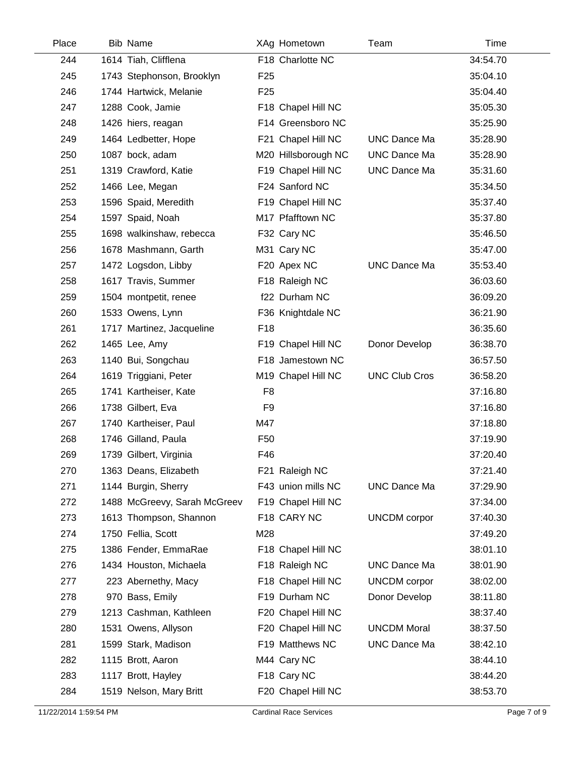| Place | Bib | Name | XAg | Hometown | Team | Time |
|---|---|---|---|---|---|---|
| 244 | 1614 | Tiah, Clifflena | F18 | Charlotte NC | | 34:54.70 |
| 245 | 1743 | Stephonson, Brooklyn | F25 | | | 35:04.10 |
| 246 | 1744 | Hartwick, Melanie | F25 | | | 35:04.40 |
| 247 | 1288 | Cook, Jamie | F18 | Chapel Hill NC | | 35:05.30 |
| 248 | 1426 | hiers, reagan | F14 | Greensboro NC | | 35:25.90 |
| 249 | 1464 | Ledbetter, Hope | F21 | Chapel Hill NC | UNC Dance Ma | 35:28.90 |
| 250 | 1087 | bock, adam | M20 | Hillsborough NC | UNC Dance Ma | 35:28.90 |
| 251 | 1319 | Crawford, Katie | F19 | Chapel Hill NC | UNC Dance Ma | 35:31.60 |
| 252 | 1466 | Lee, Megan | F24 | Sanford NC | | 35:34.50 |
| 253 | 1596 | Spaid, Meredith | F19 | Chapel Hill NC | | 35:37.40 |
| 254 | 1597 | Spaid, Noah | M17 | Pfafftown NC | | 35:37.80 |
| 255 | 1698 | walkinshaw, rebecca | F32 | Cary NC | | 35:46.50 |
| 256 | 1678 | Mashmann, Garth | M31 | Cary NC | | 35:47.00 |
| 257 | 1472 | Logsdon, Libby | F20 | Apex NC | UNC Dance Ma | 35:53.40 |
| 258 | 1617 | Travis, Summer | F18 | Raleigh NC | | 36:03.60 |
| 259 | 1504 | montpetit, renee | f22 | Durham NC | | 36:09.20 |
| 260 | 1533 | Owens, Lynn | F36 | Knightdale NC | | 36:21.90 |
| 261 | 1717 | Martinez, Jacqueline | F18 | | | 36:35.60 |
| 262 | 1465 | Lee, Amy | F19 | Chapel Hill NC | Donor Develop | 36:38.70 |
| 263 | 1140 | Bui, Songchau | F18 | Jamestown NC | | 36:57.50 |
| 264 | 1619 | Triggiani, Peter | M19 | Chapel Hill NC | UNC Club Cros | 36:58.20 |
| 265 | 1741 | Kartheiser, Kate | F8 | | | 37:16.80 |
| 266 | 1738 | Gilbert, Eva | F9 | | | 37:16.80 |
| 267 | 1740 | Kartheiser, Paul | M47 | | | 37:18.80 |
| 268 | 1746 | Gilland, Paula | F50 | | | 37:19.90 |
| 269 | 1739 | Gilbert, Virginia | F46 | | | 37:20.40 |
| 270 | 1363 | Deans, Elizabeth | F21 | Raleigh NC | | 37:21.40 |
| 271 | 1144 | Burgin, Sherry | F43 | union mills NC | UNC Dance Ma | 37:29.90 |
| 272 | 1488 | McGreevy, Sarah McGreev | F19 | Chapel Hill NC | | 37:34.00 |
| 273 | 1613 | Thompson, Shannon | F18 | CARY NC | UNCDM corpor | 37:40.30 |
| 274 | 1750 | Fellia, Scott | M28 | | | 37:49.20 |
| 275 | 1386 | Fender, EmmaRae | F18 | Chapel Hill NC | | 38:01.10 |
| 276 | 1434 | Houston, Michaela | F18 | Raleigh NC | UNC Dance Ma | 38:01.90 |
| 277 | 223 | Abernethy, Macy | F18 | Chapel Hill NC | UNCDM corpor | 38:02.00 |
| 278 | 970 | Bass, Emily | F19 | Durham NC | Donor Develop | 38:11.80 |
| 279 | 1213 | Cashman, Kathleen | F20 | Chapel Hill NC | | 38:37.40 |
| 280 | 1531 | Owens, Allyson | F20 | Chapel Hill NC | UNCDM Moral | 38:37.50 |
| 281 | 1599 | Stark, Madison | F19 | Matthews NC | UNC Dance Ma | 38:42.10 |
| 282 | 1115 | Brott, Aaron | M44 | Cary NC | | 38:44.10 |
| 283 | 1117 | Brott, Hayley | F18 | Cary NC | | 38:44.20 |
| 284 | 1519 | Nelson, Mary Britt | F20 | Chapel Hill NC | | 38:53.70 |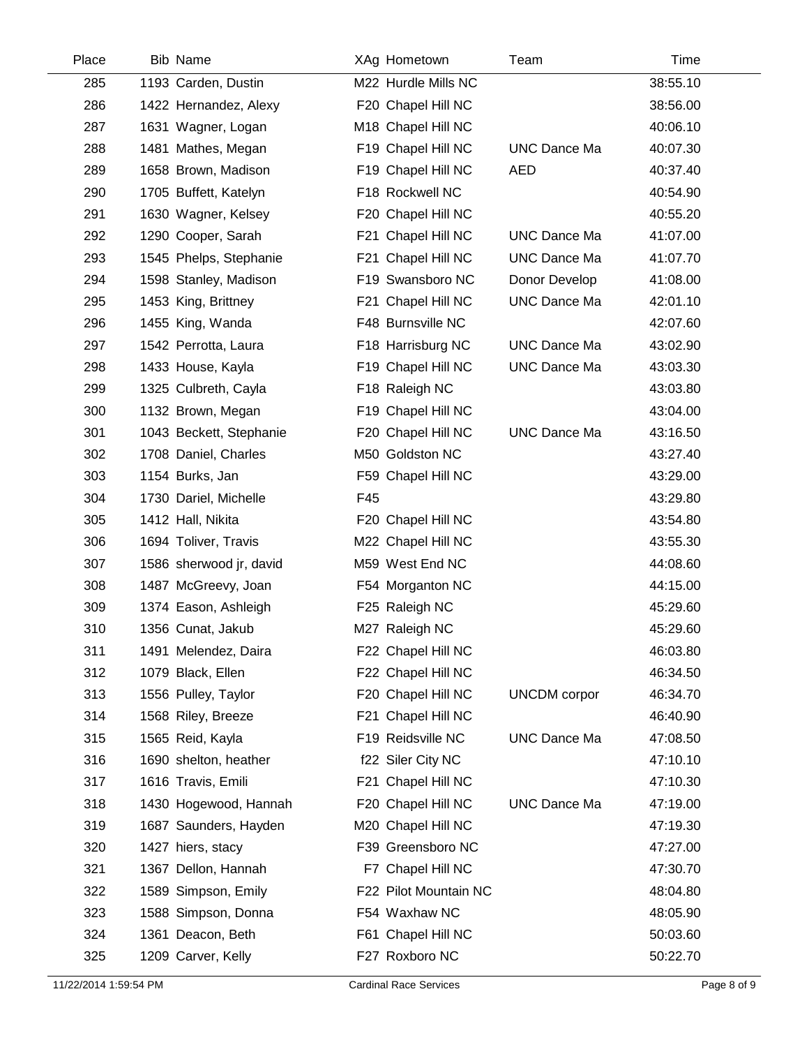| Place | Bib | Name | XAg | Hometown | Team | Time |
|---|---|---|---|---|---|---|
| 285 | 1193 | Carden, Dustin | M22 | Hurdle Mills NC | | 38:55.10 |
| 286 | 1422 | Hernandez, Alexy | F20 | Chapel Hill NC | | 38:56.00 |
| 287 | 1631 | Wagner, Logan | M18 | Chapel Hill NC | | 40:06.10 |
| 288 | 1481 | Mathes, Megan | F19 | Chapel Hill NC | UNC Dance Ma | 40:07.30 |
| 289 | 1658 | Brown, Madison | F19 | Chapel Hill NC | AED | 40:37.40 |
| 290 | 1705 | Buffett, Katelyn | F18 | Rockwell NC | | 40:54.90 |
| 291 | 1630 | Wagner, Kelsey | F20 | Chapel Hill NC | | 40:55.20 |
| 292 | 1290 | Cooper, Sarah | F21 | Chapel Hill NC | UNC Dance Ma | 41:07.00 |
| 293 | 1545 | Phelps, Stephanie | F21 | Chapel Hill NC | UNC Dance Ma | 41:07.70 |
| 294 | 1598 | Stanley, Madison | F19 | Swansboro NC | Donor Develop | 41:08.00 |
| 295 | 1453 | King, Brittney | F21 | Chapel Hill NC | UNC Dance Ma | 42:01.10 |
| 296 | 1455 | King, Wanda | F48 | Burnsville NC | | 42:07.60 |
| 297 | 1542 | Perrotta, Laura | F18 | Harrisburg NC | UNC Dance Ma | 43:02.90 |
| 298 | 1433 | House, Kayla | F19 | Chapel Hill NC | UNC Dance Ma | 43:03.30 |
| 299 | 1325 | Culbreth, Cayla | F18 | Raleigh NC | | 43:03.80 |
| 300 | 1132 | Brown, Megan | F19 | Chapel Hill NC | | 43:04.00 |
| 301 | 1043 | Beckett, Stephanie | F20 | Chapel Hill NC | UNC Dance Ma | 43:16.50 |
| 302 | 1708 | Daniel, Charles | M50 | Goldston NC | | 43:27.40 |
| 303 | 1154 | Burks, Jan | F59 | Chapel Hill NC | | 43:29.00 |
| 304 | 1730 | Dariel, Michelle | F45 | | | 43:29.80 |
| 305 | 1412 | Hall, Nikita | F20 | Chapel Hill NC | | 43:54.80 |
| 306 | 1694 | Toliver, Travis | M22 | Chapel Hill NC | | 43:55.30 |
| 307 | 1586 | sherwood jr, david | M59 | West End NC | | 44:08.60 |
| 308 | 1487 | McGreevy, Joan | F54 | Morganton NC | | 44:15.00 |
| 309 | 1374 | Eason, Ashleigh | F25 | Raleigh NC | | 45:29.60 |
| 310 | 1356 | Cunat, Jakub | M27 | Raleigh NC | | 45:29.60 |
| 311 | 1491 | Melendez, Daira | F22 | Chapel Hill NC | | 46:03.80 |
| 312 | 1079 | Black, Ellen | F22 | Chapel Hill NC | | 46:34.50 |
| 313 | 1556 | Pulley, Taylor | F20 | Chapel Hill NC | UNCDM corpor | 46:34.70 |
| 314 | 1568 | Riley, Breeze | F21 | Chapel Hill NC | | 46:40.90 |
| 315 | 1565 | Reid, Kayla | F19 | Reidsville NC | UNC Dance Ma | 47:08.50 |
| 316 | 1690 | shelton, heather | f22 | Siler City NC | | 47:10.10 |
| 317 | 1616 | Travis, Emili | F21 | Chapel Hill NC | | 47:10.30 |
| 318 | 1430 | Hogewood, Hannah | F20 | Chapel Hill NC | UNC Dance Ma | 47:19.00 |
| 319 | 1687 | Saunders, Hayden | M20 | Chapel Hill NC | | 47:19.30 |
| 320 | 1427 | hiers, stacy | F39 | Greensboro NC | | 47:27.00 |
| 321 | 1367 | Dellon, Hannah | F7 | Chapel Hill NC | | 47:30.70 |
| 322 | 1589 | Simpson, Emily | F22 | Pilot Mountain NC | | 48:04.80 |
| 323 | 1588 | Simpson, Donna | F54 | Waxhaw NC | | 48:05.90 |
| 324 | 1361 | Deacon, Beth | F61 | Chapel Hill NC | | 50:03.60 |
| 325 | 1209 | Carver, Kelly | F27 | Roxboro NC | | 50:22.70 |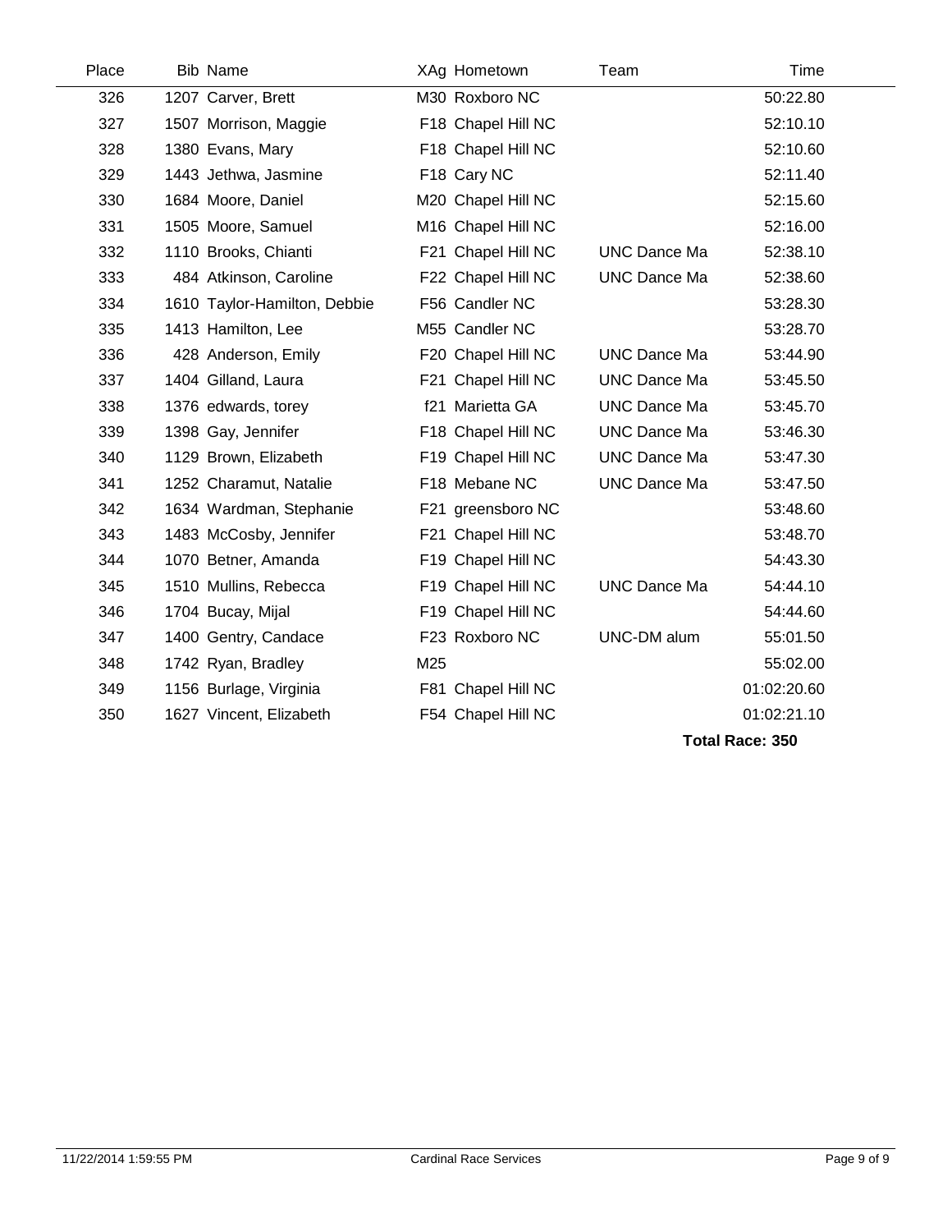| Place | Bib | Name | XAg | Hometown | Team | Time |
|---|---|---|---|---|---|---|
| 326 | 1207 | Carver, Brett | M30 | Roxboro NC | | 50:22.80 |
| 327 | 1507 | Morrison, Maggie | F18 | Chapel Hill NC | | 52:10.10 |
| 328 | 1380 | Evans, Mary | F18 | Chapel Hill NC | | 52:10.60 |
| 329 | 1443 | Jethwa, Jasmine | F18 | Cary NC | | 52:11.40 |
| 330 | 1684 | Moore, Daniel | M20 | Chapel Hill NC | | 52:15.60 |
| 331 | 1505 | Moore, Samuel | M16 | Chapel Hill NC | | 52:16.00 |
| 332 | 1110 | Brooks, Chianti | F21 | Chapel Hill NC | UNC Dance Ma | 52:38.10 |
| 333 | 484 | Atkinson, Caroline | F22 | Chapel Hill NC | UNC Dance Ma | 52:38.60 |
| 334 | 1610 | Taylor-Hamilton, Debbie | F56 | Candler NC | | 53:28.30 |
| 335 | 1413 | Hamilton, Lee | M55 | Candler NC | | 53:28.70 |
| 336 | 428 | Anderson, Emily | F20 | Chapel Hill NC | UNC Dance Ma | 53:44.90 |
| 337 | 1404 | Gilland, Laura | F21 | Chapel Hill NC | UNC Dance Ma | 53:45.50 |
| 338 | 1376 | edwards, torey | f21 | Marietta GA | UNC Dance Ma | 53:45.70 |
| 339 | 1398 | Gay, Jennifer | F18 | Chapel Hill NC | UNC Dance Ma | 53:46.30 |
| 340 | 1129 | Brown, Elizabeth | F19 | Chapel Hill NC | UNC Dance Ma | 53:47.30 |
| 341 | 1252 | Charamut, Natalie | F18 | Mebane NC | UNC Dance Ma | 53:47.50 |
| 342 | 1634 | Wardman, Stephanie | F21 | greensboro NC | | 53:48.60 |
| 343 | 1483 | McCosby, Jennifer | F21 | Chapel Hill NC | | 53:48.70 |
| 344 | 1070 | Betner, Amanda | F19 | Chapel Hill NC | | 54:43.30 |
| 345 | 1510 | Mullins, Rebecca | F19 | Chapel Hill NC | UNC Dance Ma | 54:44.10 |
| 346 | 1704 | Bucay, Mijal | F19 | Chapel Hill NC | | 54:44.60 |
| 347 | 1400 | Gentry, Candace | F23 | Roxboro NC | UNC-DM alum | 55:01.50 |
| 348 | 1742 | Ryan, Bradley | M25 | | | 55:02.00 |
| 349 | 1156 | Burlage, Virginia | F81 | Chapel Hill NC | | 01:02:20.60 |
| 350 | 1627 | Vincent, Elizabeth | F54 | Chapel Hill NC | | 01:02:21.10 |

**Total Race: 350**